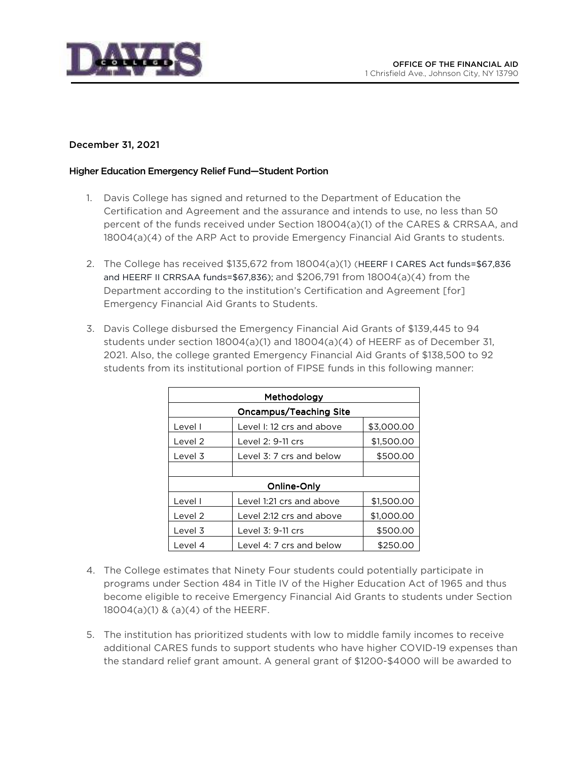OFFICE OF THE FINANCIAL AID
1 Chrisfield Ave., Johnson City, NY 13790

December 31, 2021

**Higher Education Emergency Relief Fund—Student Portion**

1. Davis College has signed and returned to the Department of Education the Certification and Agreement and the assurance and intends to use, no less than 50 percent of the funds received under Section 18004(a)(1) of the CARES & CRRSAA, and 18004(a)(4) of the ARP Act to provide Emergency Financial Aid Grants to students.

2. The College has received $135,672 from 18004(a)(1) (HEERF I CARES Act funds=$67,836 and HEERF II CRRSAA funds=$67,836); and $206,791 from 18004(a)(4) from the Department according to the institution's Certification and Agreement [for] Emergency Financial Aid Grants to Students.

3. Davis College disbursed the Emergency Financial Aid Grants of $139,445 to 94 students under section 18004(a)(1) and 18004(a)(4) of HEERF as of December 31, 2021. Also, the college granted Emergency Financial Aid Grants of $138,500 to 92 students from its institutional portion of FIPSE funds in this following manner:

| Methodology | | |
|---|---|---|
| **Oncampus/Teaching Site** | | |
| Level I | Level I: 12 crs and above | $3,000.00 |
| Level 2 | Level 2: 9-11 crs | $1,500.00 |
| Level 3 | Level 3: 7 crs and below | $500.00 |
| | | |
| **Online-Only** | | |
| Level I | Level 1:21 crs and above | $1,500.00 |
| Level 2 | Level 2:12 crs and above | $1,000.00 |
| Level 3 | Level 3: 9-11 crs | $500.00 |
| Level 4 | Level 4: 7 crs and below | $250.00 |

4. The College estimates that Ninety Four students could potentially participate in programs under Section 484 in Title IV of the Higher Education Act of 1965 and thus become eligible to receive Emergency Financial Aid Grants to students under Section 18004(a)(1) & (a)(4) of the HEERF.

5. The institution has prioritized students with low to middle family incomes to receive additional CARES funds to support students who have higher COVID-19 expenses than the standard relief grant amount. A general grant of $1200-$4000 will be awarded to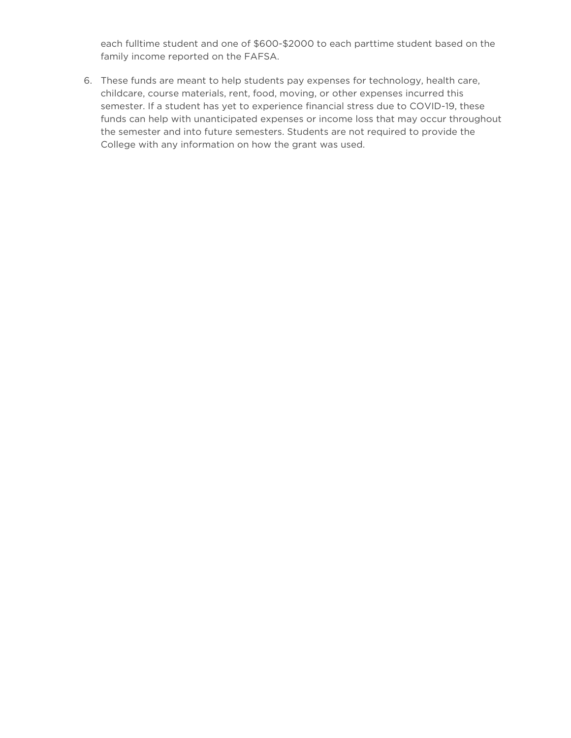each fulltime student and one of $600-$2000 to each parttime student based on the family income reported on the FAFSA.

6. These funds are meant to help students pay expenses for technology, health care, childcare, course materials, rent, food, moving, or other expenses incurred this semester. If a student has yet to experience financial stress due to COVID-19, these funds can help with unanticipated expenses or income loss that may occur throughout the semester and into future semesters. Students are not required to provide the College with any information on how the grant was used.